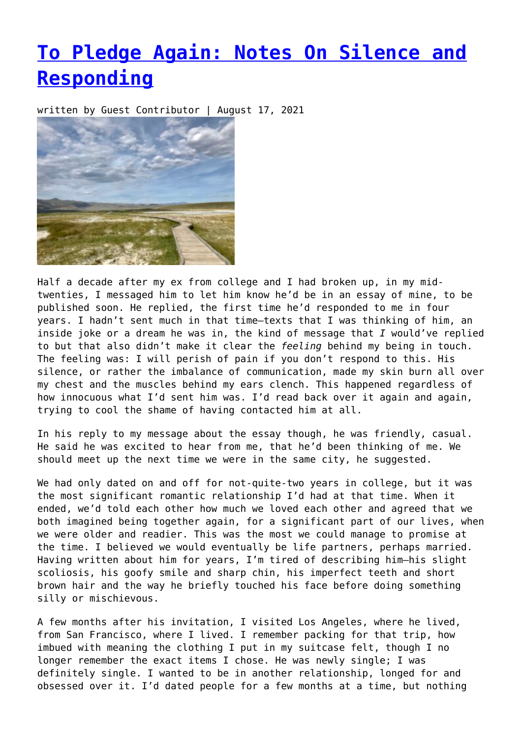# [To Pledge Again: Notes On Silence and Responding]()

written by Guest Contributor | August 17, 2021

Half a decade after my ex from college and I had broken up, in my mid-twenties, I messaged him to let him know he'd be in an essay of mine, to be published soon. He replied, the first time he'd responded to me in four years. I hadn't sent much in that time—texts that I was thinking of him, an inside joke or a dream he was in, the kind of message that *I* would've replied to but that also didn't make it clear the *feeling* behind my being in touch. The feeling was: I will perish of pain if you don't respond to this. His silence, or rather the imbalance of communication, made my skin burn all over my chest and the muscles behind my ears clench. This happened regardless of how innocuous what I'd sent him was. I'd read back over it again and again, trying to cool the shame of having contacted him at all.

In his reply to my message about the essay though, he was friendly, casual. He said he was excited to hear from me, that he'd been thinking of me. We should meet up the next time we were in the same city, he suggested.

We had only dated on and off for not-quite-two years in college, but it was the most significant romantic relationship I'd had at that time. When it ended, we'd told each other how much we loved each other and agreed that we both imagined being together again, for a significant part of our lives, when we were older and readier. This was the most we could manage to promise at the time. I believed we would eventually be life partners, perhaps married. Having written about him for years, I'm tired of describing him—his slight scoliosis, his goofy smile and sharp chin, his imperfect teeth and short brown hair and the way he briefly touched his face before doing something silly or mischievous.

A few months after his invitation, I visited Los Angeles, where he lived, from San Francisco, where I lived. I remember packing for that trip, how imbued with meaning the clothing I put in my suitcase felt, though I no longer remember the exact items I chose. He was newly single; I was definitely single. I wanted to be in another relationship, longed for and obsessed over it. I'd dated people for a few months at a time, but nothing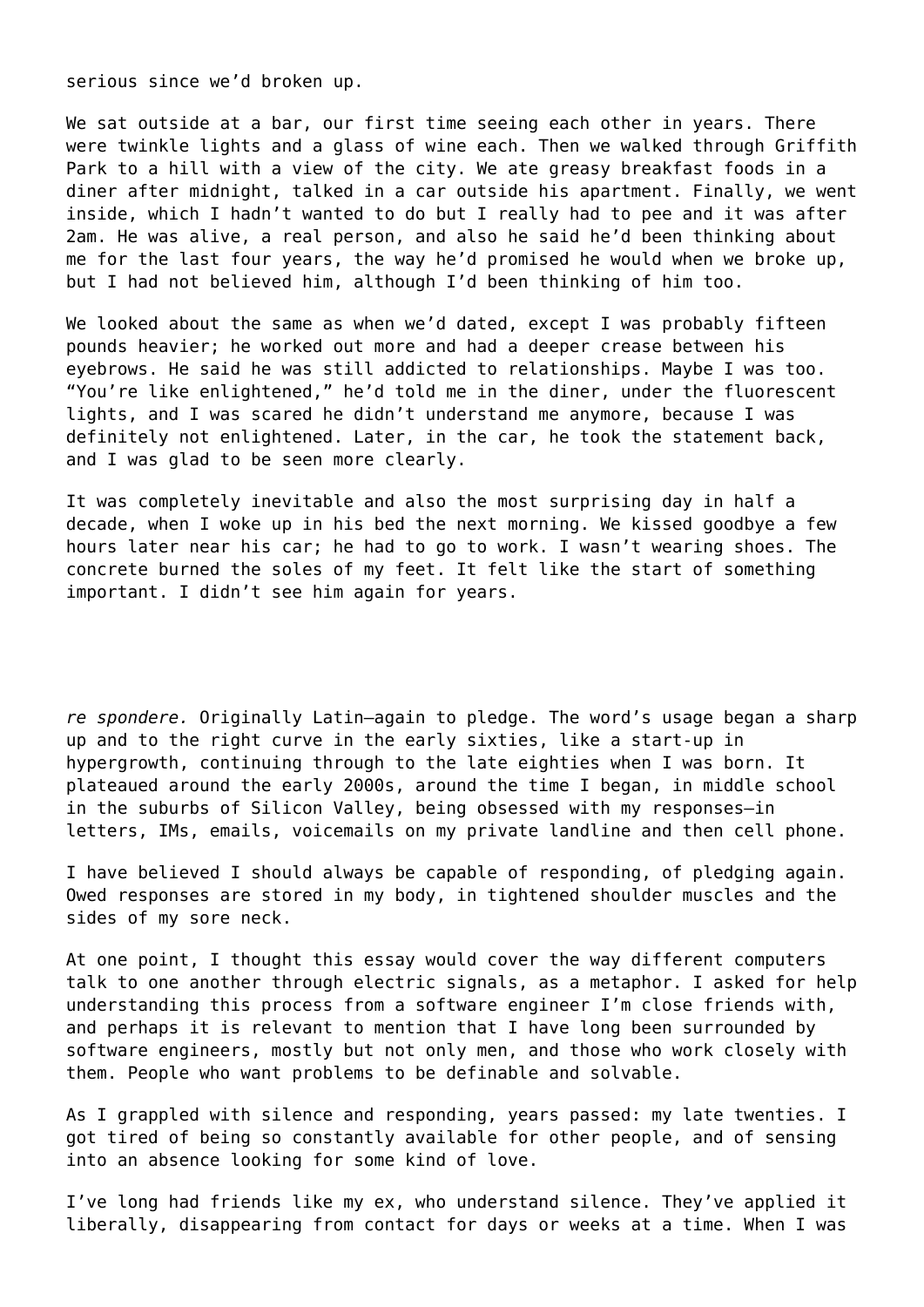serious since we'd broken up.

We sat outside at a bar, our first time seeing each other in years. There were twinkle lights and a glass of wine each. Then we walked through Griffith Park to a hill with a view of the city. We ate greasy breakfast foods in a diner after midnight, talked in a car outside his apartment. Finally, we went inside, which I hadn't wanted to do but I really had to pee and it was after 2am. He was alive, a real person, and also he said he'd been thinking about me for the last four years, the way he'd promised he would when we broke up, but I had not believed him, although I'd been thinking of him too.

We looked about the same as when we'd dated, except I was probably fifteen pounds heavier; he worked out more and had a deeper crease between his eyebrows. He said he was still addicted to relationships. Maybe I was too. "You're like enlightened," he'd told me in the diner, under the fluorescent lights, and I was scared he didn't understand me anymore, because I was definitely not enlightened. Later, in the car, he took the statement back, and I was glad to be seen more clearly.

It was completely inevitable and also the most surprising day in half a decade, when I woke up in his bed the next morning. We kissed goodbye a few hours later near his car; he had to go to work. I wasn't wearing shoes. The concrete burned the soles of my feet. It felt like the start of something important. I didn't see him again for years.

*re spondere.* Originally Latin—again to pledge. The word's usage began a sharp up and to the right curve in the early sixties, like a start-up in hypergrowth, continuing through to the late eighties when I was born. It plateaued around the early 2000s, around the time I began, in middle school in the suburbs of Silicon Valley, being obsessed with my responses—in letters, IMs, emails, voicemails on my private landline and then cell phone.

I have believed I should always be capable of responding, of pledging again. Owed responses are stored in my body, in tightened shoulder muscles and the sides of my sore neck.

At one point, I thought this essay would cover the way different computers talk to one another through electric signals, as a metaphor. I asked for help understanding this process from a software engineer I'm close friends with, and perhaps it is relevant to mention that I have long been surrounded by software engineers, mostly but not only men, and those who work closely with them. People who want problems to be definable and solvable.

As I grappled with silence and responding, years passed: my late twenties. I got tired of being so constantly available for other people, and of sensing into an absence looking for some kind of love.

I've long had friends like my ex, who understand silence. They've applied it liberally, disappearing from contact for days or weeks at a time. When I was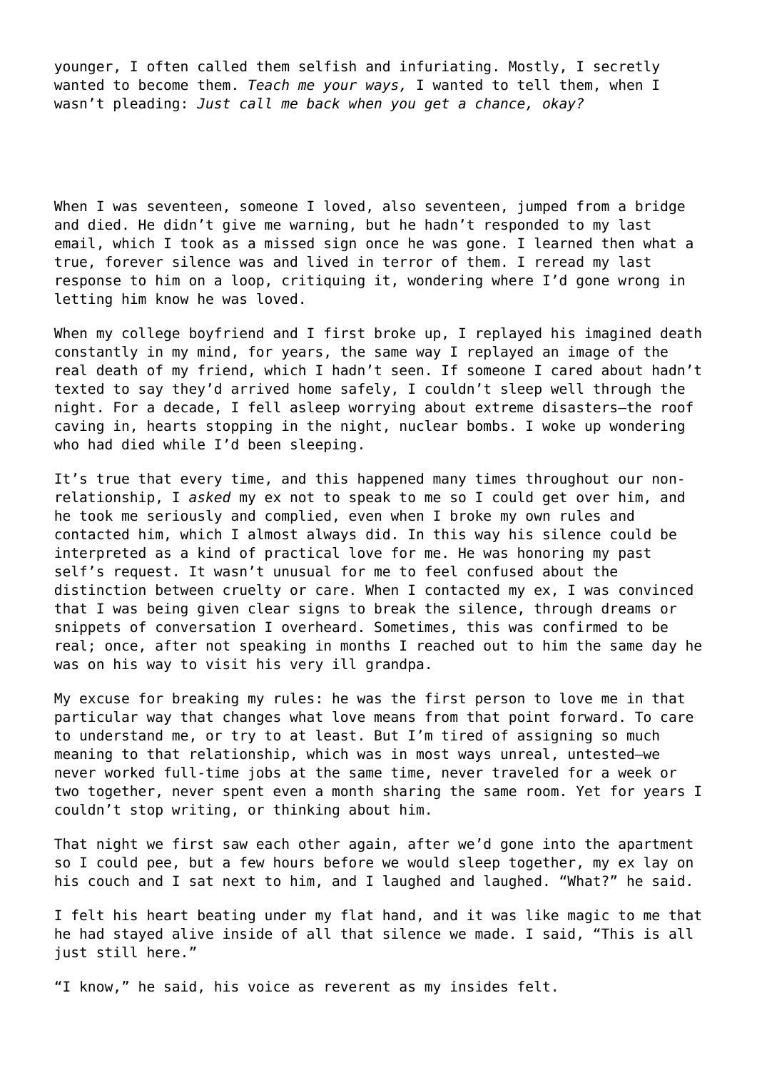younger, I often called them selfish and infuriating. Mostly, I secretly wanted to become them. *Teach me your ways,* I wanted to tell them, when I wasn't pleading: *Just call me back when you get a chance, okay?*

When I was seventeen, someone I loved, also seventeen, jumped from a bridge and died. He didn't give me warning, but he hadn't responded to my last email, which I took as a missed sign once he was gone. I learned then what a true, forever silence was and lived in terror of them. I reread my last response to him on a loop, critiquing it, wondering where I'd gone wrong in letting him know he was loved.

When my college boyfriend and I first broke up, I replayed his imagined death constantly in my mind, for years, the same way I replayed an image of the real death of my friend, which I hadn't seen. If someone I cared about hadn't texted to say they'd arrived home safely, I couldn't sleep well through the night. For a decade, I fell asleep worrying about extreme disasters—the roof caving in, hearts stopping in the night, nuclear bombs. I woke up wondering who had died while I'd been sleeping.

It's true that every time, and this happened many times throughout our non-relationship, I *asked* my ex not to speak to me so I could get over him, and he took me seriously and complied, even when I broke my own rules and contacted him, which I almost always did. In this way his silence could be interpreted as a kind of practical love for me. He was honoring my past self's request. It wasn't unusual for me to feel confused about the distinction between cruelty or care. When I contacted my ex, I was convinced that I was being given clear signs to break the silence, through dreams or snippets of conversation I overheard. Sometimes, this was confirmed to be real; once, after not speaking in months I reached out to him the same day he was on his way to visit his very ill grandpa.

My excuse for breaking my rules: he was the first person to love me in that particular way that changes what love means from that point forward. To care to understand me, or try to at least. But I'm tired of assigning so much meaning to that relationship, which was in most ways unreal, untested—we never worked full-time jobs at the same time, never traveled for a week or two together, never spent even a month sharing the same room. Yet for years I couldn't stop writing, or thinking about him.

That night we first saw each other again, after we'd gone into the apartment so I could pee, but a few hours before we would sleep together, my ex lay on his couch and I sat next to him, and I laughed and laughed. "What?" he said.

I felt his heart beating under my flat hand, and it was like magic to me that he had stayed alive inside of all that silence we made. I said, "This is all just still here."

"I know," he said, his voice as reverent as my insides felt.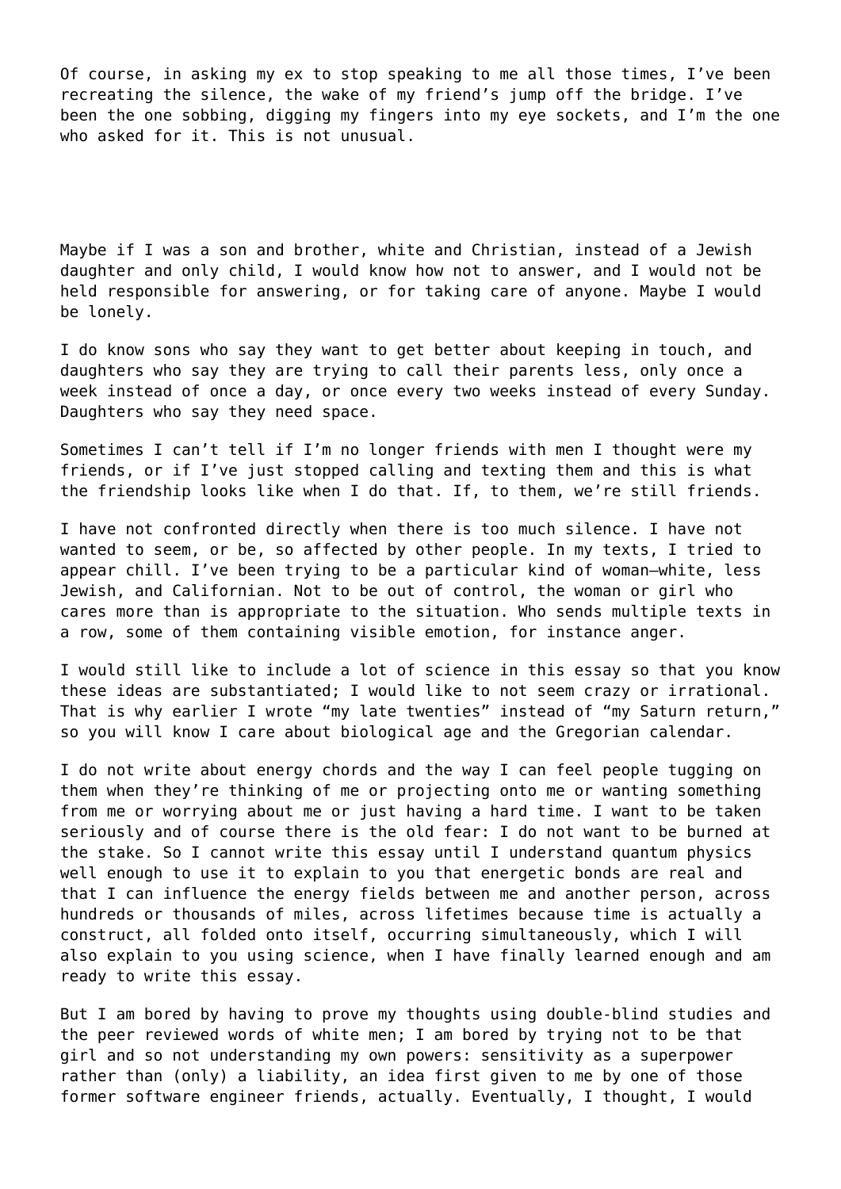Of course, in asking my ex to stop speaking to me all those times, I've been recreating the silence, the wake of my friend's jump off the bridge. I've been the one sobbing, digging my fingers into my eye sockets, and I'm the one who asked for it. This is not unusual.

Maybe if I was a son and brother, white and Christian, instead of a Jewish daughter and only child, I would know how not to answer, and I would not be held responsible for answering, or for taking care of anyone. Maybe I would be lonely.

I do know sons who say they want to get better about keeping in touch, and daughters who say they are trying to call their parents less, only once a week instead of once a day, or once every two weeks instead of every Sunday. Daughters who say they need space.

Sometimes I can't tell if I'm no longer friends with men I thought were my friends, or if I've just stopped calling and texting them and this is what the friendship looks like when I do that. If, to them, we're still friends.

I have not confronted directly when there is too much silence. I have not wanted to seem, or be, so affected by other people. In my texts, I tried to appear chill. I've been trying to be a particular kind of woman—white, less Jewish, and Californian. Not to be out of control, the woman or girl who cares more than is appropriate to the situation. Who sends multiple texts in a row, some of them containing visible emotion, for instance anger.

I would still like to include a lot of science in this essay so that you know these ideas are substantiated; I would like to not seem crazy or irrational. That is why earlier I wrote "my late twenties" instead of "my Saturn return," so you will know I care about biological age and the Gregorian calendar.

I do not write about energy chords and the way I can feel people tugging on them when they're thinking of me or projecting onto me or wanting something from me or worrying about me or just having a hard time. I want to be taken seriously and of course there is the old fear: I do not want to be burned at the stake. So I cannot write this essay until I understand quantum physics well enough to use it to explain to you that energetic bonds are real and that I can influence the energy fields between me and another person, across hundreds or thousands of miles, across lifetimes because time is actually a construct, all folded onto itself, occurring simultaneously, which I will also explain to you using science, when I have finally learned enough and am ready to write this essay.

But I am bored by having to prove my thoughts using double-blind studies and the peer reviewed words of white men; I am bored by trying not to be that girl and so not understanding my own powers: sensitivity as a superpower rather than (only) a liability, an idea first given to me by one of those former software engineer friends, actually. Eventually, I thought, I would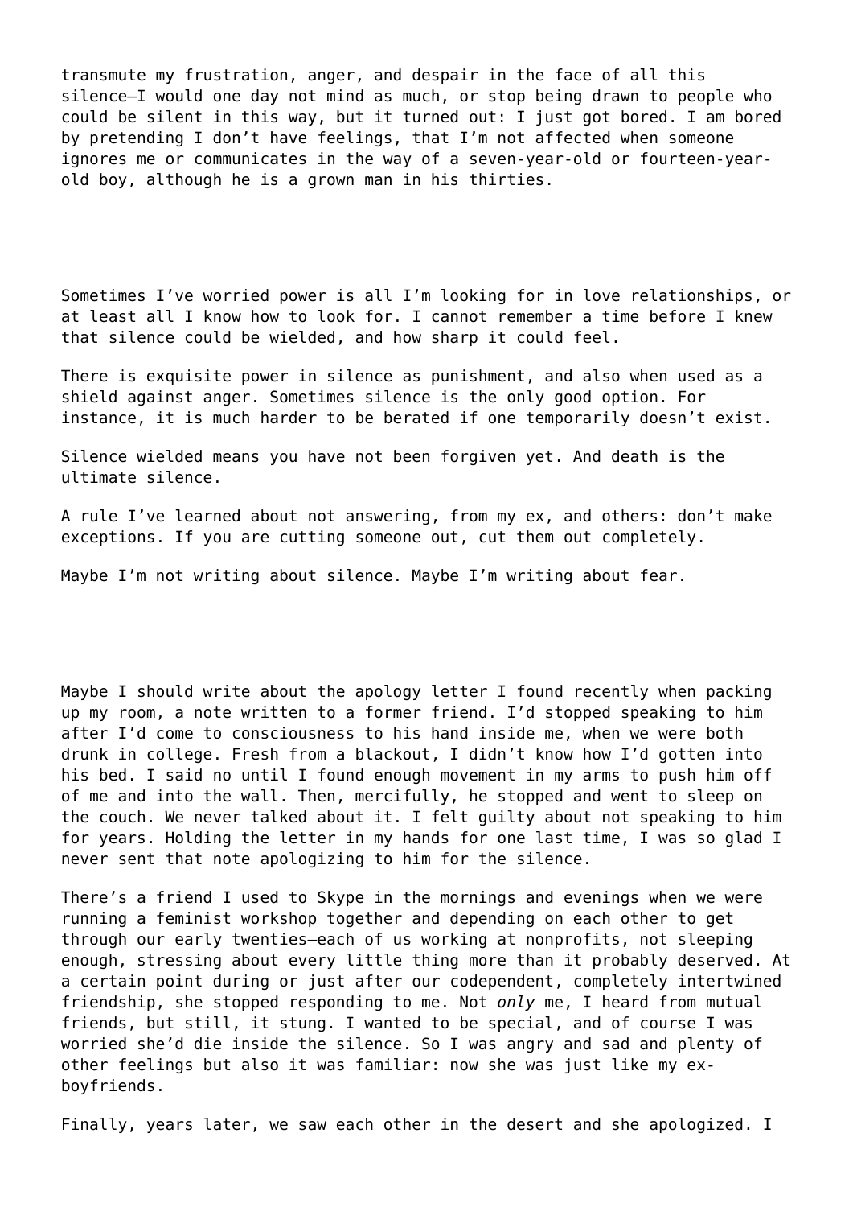transmute my frustration, anger, and despair in the face of all this silence—I would one day not mind as much, or stop being drawn to people who could be silent in this way, but it turned out: I just got bored. I am bored by pretending I don't have feelings, that I'm not affected when someone ignores me or communicates in the way of a seven-year-old or fourteen-year-old boy, although he is a grown man in his thirties.

Sometimes I've worried power is all I'm looking for in love relationships, or at least all I know how to look for. I cannot remember a time before I knew that silence could be wielded, and how sharp it could feel.

There is exquisite power in silence as punishment, and also when used as a shield against anger. Sometimes silence is the only good option. For instance, it is much harder to be berated if one temporarily doesn't exist.

Silence wielded means you have not been forgiven yet. And death is the ultimate silence.

A rule I've learned about not answering, from my ex, and others: don't make exceptions. If you are cutting someone out, cut them out completely.

Maybe I'm not writing about silence. Maybe I'm writing about fear.

Maybe I should write about the apology letter I found recently when packing up my room, a note written to a former friend. I'd stopped speaking to him after I'd come to consciousness to his hand inside me, when we were both drunk in college. Fresh from a blackout, I didn't know how I'd gotten into his bed. I said no until I found enough movement in my arms to push him off of me and into the wall. Then, mercifully, he stopped and went to sleep on the couch. We never talked about it. I felt guilty about not speaking to him for years. Holding the letter in my hands for one last time, I was so glad I never sent that note apologizing to him for the silence.

There's a friend I used to Skype in the mornings and evenings when we were running a feminist workshop together and depending on each other to get through our early twenties—each of us working at nonprofits, not sleeping enough, stressing about every little thing more than it probably deserved. At a certain point during or just after our codependent, completely intertwined friendship, she stopped responding to me. Not *only* me, I heard from mutual friends, but still, it stung. I wanted to be special, and of course I was worried she'd die inside the silence. So I was angry and sad and plenty of other feelings but also it was familiar: now she was just like my ex-boyfriends.

Finally, years later, we saw each other in the desert and she apologized. I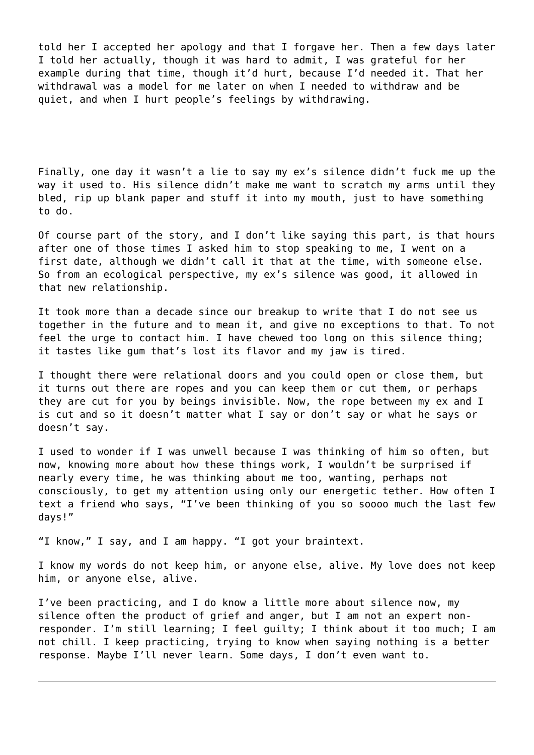told her I accepted her apology and that I forgave her. Then a few days later I told her actually, though it was hard to admit, I was grateful for her example during that time, though it'd hurt, because I'd needed it. That her withdrawal was a model for me later on when I needed to withdraw and be quiet, and when I hurt people's feelings by withdrawing.

Finally, one day it wasn't a lie to say my ex's silence didn't fuck me up the way it used to. His silence didn't make me want to scratch my arms until they bled, rip up blank paper and stuff it into my mouth, just to have something to do.

Of course part of the story, and I don't like saying this part, is that hours after one of those times I asked him to stop speaking to me, I went on a first date, although we didn't call it that at the time, with someone else. So from an ecological perspective, my ex's silence was good, it allowed in that new relationship.

It took more than a decade since our breakup to write that I do not see us together in the future and to mean it, and give no exceptions to that. To not feel the urge to contact him. I have chewed too long on this silence thing; it tastes like gum that's lost its flavor and my jaw is tired.

I thought there were relational doors and you could open or close them, but it turns out there are ropes and you can keep them or cut them, or perhaps they are cut for you by beings invisible. Now, the rope between my ex and I is cut and so it doesn't matter what I say or don't say or what he says or doesn't say.

I used to wonder if I was unwell because I was thinking of him so often, but now, knowing more about how these things work, I wouldn't be surprised if nearly every time, he was thinking about me too, wanting, perhaps not consciously, to get my attention using only our energetic tether. How often I text a friend who says, "I've been thinking of you so soooo much the last few days!"

"I know," I say, and I am happy. "I got your braintext.

I know my words do not keep him, or anyone else, alive. My love does not keep him, or anyone else, alive.

I've been practicing, and I do know a little more about silence now, my silence often the product of grief and anger, but I am not an expert non-responder. I'm still learning; I feel guilty; I think about it too much; I am not chill. I keep practicing, trying to know when saying nothing is a better response. Maybe I'll never learn. Some days, I don't even want to.

---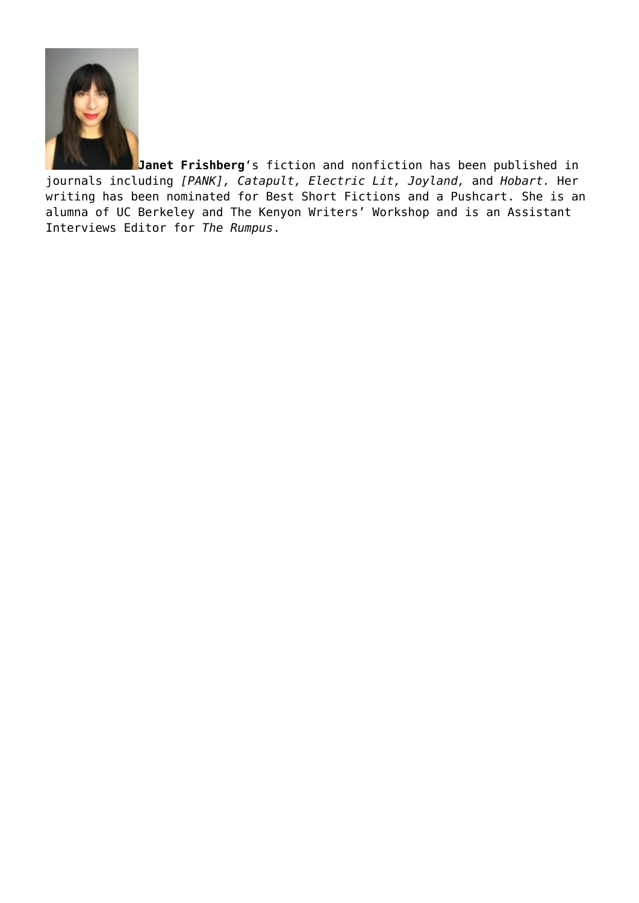**Janet Frishberg**‘s fiction and nonfiction has been published in journals including *[PANK]*, *Catapult*, *Electric Lit*, *Joyland*, and *Hobart.* Her writing has been nominated for Best Short Fictions and a Pushcart. She is an alumna of UC Berkeley and The Kenyon Writers’ Workshop and is an Assistant Interviews Editor for *The Rumpus*.